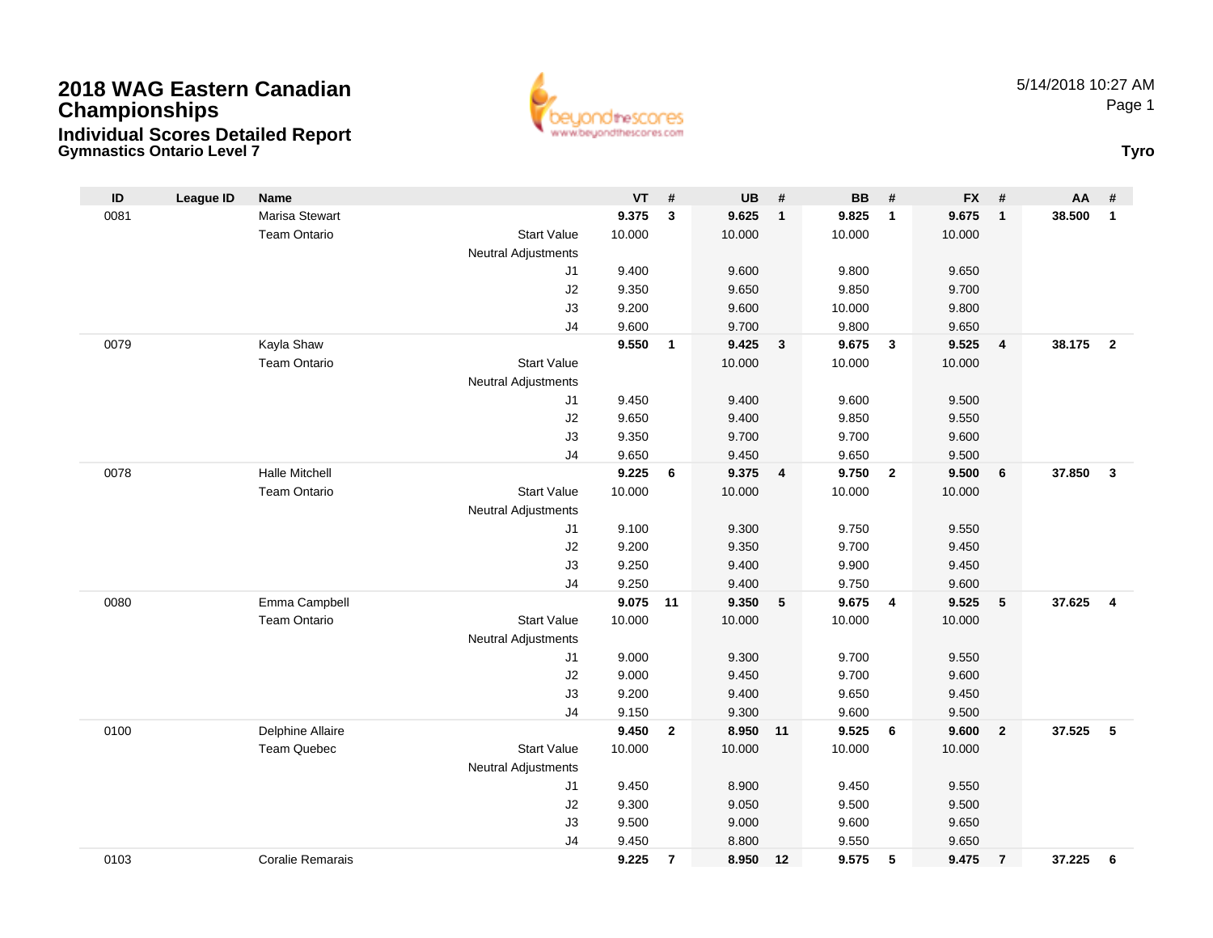# 2018 WAG Eastern Canadian Championships

## Individual Scores Detailed Report

### Gymnastics Ontario Level 7

**Tyro**

| ID | League ID | Name | | VT | # | UB | # | BB | # | FX | # | AA | # |
|---|---|---|---|---|---|---|---|---|---|---|---|---|---|
| 0081 | | Marisa Stewart | | **9.375** | **3** | **9.625** | **1** | **9.825** | **1** | **9.675** | **1** | **38.500** | **1** |
| | | Team Ontario | Start Value | 10.000 | | 10.000 | | 10.000 | | 10.000 | | | |
| | | | Neutral Adjustments | | | | | | | | | | |
| | | | J1 | 9.400 | | 9.600 | | 9.800 | | 9.650 | | | |
| | | | J2 | 9.350 | | 9.650 | | 9.850 | | 9.700 | | | |
| | | | J3 | 9.200 | | 9.600 | | 10.000 | | 9.800 | | | |
| | | | J4 | 9.600 | | 9.700 | | 9.800 | | 9.650 | | | |
| 0079 | | Kayla Shaw | | **9.550** | **1** | **9.425** | **3** | **9.675** | **3** | **9.525** | **4** | **38.175** | **2** |
| | | Team Ontario | Start Value | | | 10.000 | | 10.000 | | 10.000 | | | |
| | | | Neutral Adjustments | | | | | | | | | | |
| | | | J1 | 9.450 | | 9.400 | | 9.600 | | 9.500 | | | |
| | | | J2 | 9.650 | | 9.400 | | 9.850 | | 9.550 | | | |
| | | | J3 | 9.350 | | 9.700 | | 9.700 | | 9.600 | | | |
| | | | J4 | 9.650 | | 9.450 | | 9.650 | | 9.500 | | | |
| 0078 | | Halle Mitchell | | **9.225** | **6** | **9.375** | **4** | **9.750** | **2** | **9.500** | **6** | **37.850** | **3** |
| | | Team Ontario | Start Value | 10.000 | | 10.000 | | 10.000 | | 10.000 | | | |
| | | | Neutral Adjustments | | | | | | | | | | |
| | | | J1 | 9.100 | | 9.300 | | 9.750 | | 9.550 | | | |
| | | | J2 | 9.200 | | 9.350 | | 9.700 | | 9.450 | | | |
| | | | J3 | 9.250 | | 9.400 | | 9.900 | | 9.450 | | | |
| | | | J4 | 9.250 | | 9.400 | | 9.750 | | 9.600 | | | |
| 0080 | | Emma Campbell | | **9.075** | **11** | **9.350** | **5** | **9.675** | **4** | **9.525** | **5** | **37.625** | **4** |
| | | Team Ontario | Start Value | 10.000 | | 10.000 | | 10.000 | | 10.000 | | | |
| | | | Neutral Adjustments | | | | | | | | | | |
| | | | J1 | 9.000 | | 9.300 | | 9.700 | | 9.550 | | | |
| | | | J2 | 9.000 | | 9.450 | | 9.700 | | 9.600 | | | |
| | | | J3 | 9.200 | | 9.400 | | 9.650 | | 9.450 | | | |
| | | | J4 | 9.150 | | 9.300 | | 9.600 | | 9.500 | | | |
| 0100 | | Delphine Allaire | | **9.450** | **2** | **8.950** | **11** | **9.525** | **6** | **9.600** | **2** | **37.525** | **5** |
| | | Team Quebec | Start Value | 10.000 | | 10.000 | | 10.000 | | 10.000 | | | |
| | | | Neutral Adjustments | | | | | | | | | | |
| | | | J1 | 9.450 | | 8.900 | | 9.450 | | 9.550 | | | |
| | | | J2 | 9.300 | | 9.050 | | 9.500 | | 9.500 | | | |
| | | | J3 | 9.500 | | 9.000 | | 9.600 | | 9.650 | | | |
| | | | J4 | 9.450 | | 8.800 | | 9.550 | | 9.650 | | | |
| 0103 | | Coralie Remarais | | **9.225** | **7** | **8.950** | **12** | **9.575** | **5** | **9.475** | **7** | **37.225** | **6** |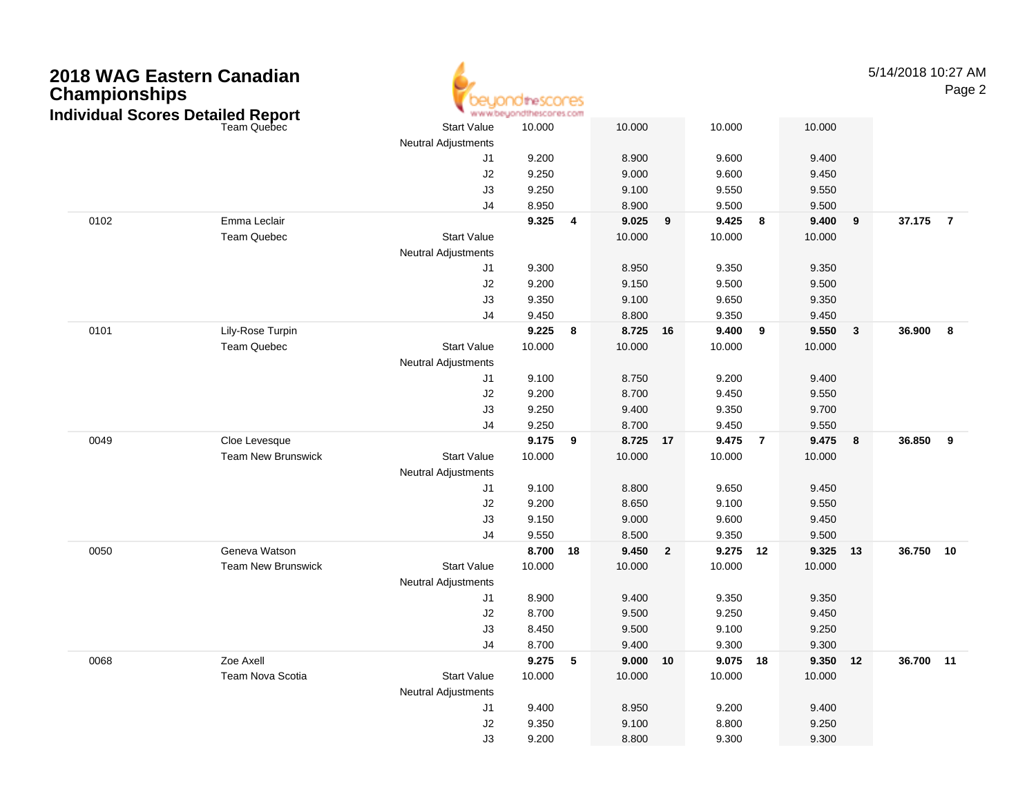# 2018 WAG Eastern Canadian Championships

## Individual Scores Detailed Report

| | | | | | | | | | | | | |
|---|---|---|---|---|---|---|---|---|---|---|---|---|
| | Team Quebec | Start Value | 10.000 | | 10.000 | | 10.000 | | 10.000 | | | |
| | | Neutral Adjustments | | | | | | | | | | |
| | | J1 | 9.200 | | 8.900 | | 9.600 | | 9.400 | | | |
| | | J2 | 9.250 | | 9.000 | | 9.600 | | 9.450 | | | |
| | | J3 | 9.250 | | 9.100 | | 9.550 | | 9.550 | | | |
| | | J4 | 8.950 | | 8.900 | | 9.500 | | 9.500 | | | |
| 0102 | Emma Leclair | | **9.325** | **4** | **9.025** | **9** | **9.425** | **8** | **9.400** | **9** | **37.175** | **7** |
| | Team Quebec | Start Value | | | 10.000 | | 10.000 | | 10.000 | | | |
| | | Neutral Adjustments | | | | | | | | | | |
| | | J1 | 9.300 | | 8.950 | | 9.350 | | 9.350 | | | |
| | | J2 | 9.200 | | 9.150 | | 9.500 | | 9.500 | | | |
| | | J3 | 9.350 | | 9.100 | | 9.650 | | 9.350 | | | |
| | | J4 | 9.450 | | 8.800 | | 9.350 | | 9.450 | | | |
| 0101 | Lily-Rose Turpin | | **9.225** | **8** | **8.725** | **16** | **9.400** | **9** | **9.550** | **3** | **36.900** | **8** |
| | Team Quebec | Start Value | 10.000 | | 10.000 | | 10.000 | | 10.000 | | | |
| | | Neutral Adjustments | | | | | | | | | | |
| | | J1 | 9.100 | | 8.750 | | 9.200 | | 9.400 | | | |
| | | J2 | 9.200 | | 8.700 | | 9.450 | | 9.550 | | | |
| | | J3 | 9.250 | | 9.400 | | 9.350 | | 9.700 | | | |
| | | J4 | 9.250 | | 8.700 | | 9.450 | | 9.550 | | | |
| 0049 | Cloe Levesque | | **9.175** | **9** | **8.725** | **17** | **9.475** | **7** | **9.475** | **8** | **36.850** | **9** |
| | Team New Brunswick | Start Value | 10.000 | | 10.000 | | 10.000 | | 10.000 | | | |
| | | Neutral Adjustments | | | | | | | | | | |
| | | J1 | 9.100 | | 8.800 | | 9.650 | | 9.450 | | | |
| | | J2 | 9.200 | | 8.650 | | 9.100 | | 9.550 | | | |
| | | J3 | 9.150 | | 9.000 | | 9.600 | | 9.450 | | | |
| | | J4 | 9.550 | | 8.500 | | 9.350 | | 9.500 | | | |
| 0050 | Geneva Watson | | **8.700** | **18** | **9.450** | **2** | **9.275** | **12** | **9.325** | **13** | **36.750** | **10** |
| | Team New Brunswick | Start Value | 10.000 | | 10.000 | | 10.000 | | 10.000 | | | |
| | | Neutral Adjustments | | | | | | | | | | |
| | | J1 | 8.900 | | 9.400 | | 9.350 | | 9.350 | | | |
| | | J2 | 8.700 | | 9.500 | | 9.250 | | 9.450 | | | |
| | | J3 | 8.450 | | 9.500 | | 9.100 | | 9.250 | | | |
| | | J4 | 8.700 | | 9.400 | | 9.300 | | 9.300 | | | |
| 0068 | Zoe Axell | | **9.275** | **5** | **9.000** | **10** | **9.075** | **18** | **9.350** | **12** | **36.700** | **11** |
| | Team Nova Scotia | Start Value | 10.000 | | 10.000 | | 10.000 | | 10.000 | | | |
| | | Neutral Adjustments | | | | | | | | | | |
| | | J1 | 9.400 | | 8.950 | | 9.200 | | 9.400 | | | |
| | | J2 | 9.350 | | 9.100 | | 8.800 | | 9.250 | | | |
| | | J3 | 9.200 | | 8.800 | | 9.300 | | 9.300 | | | |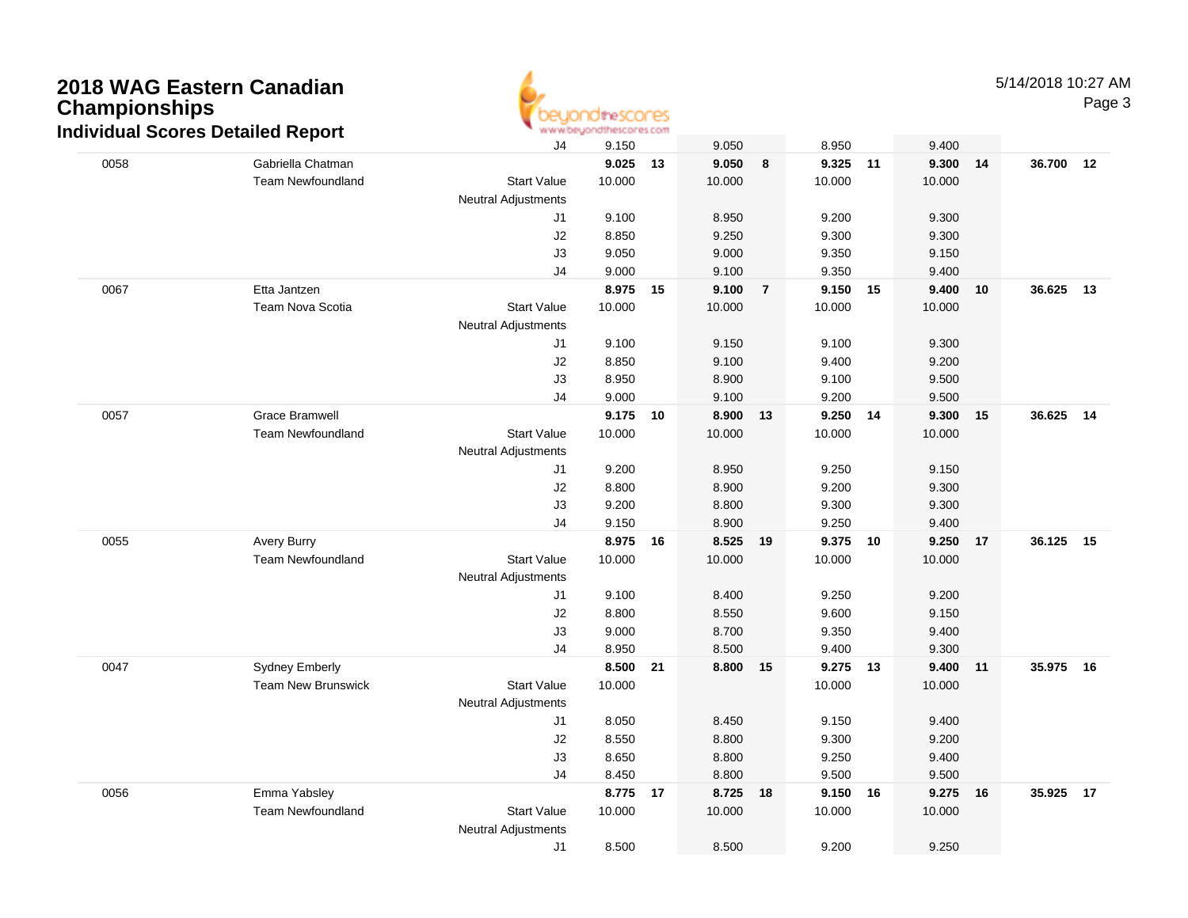# 2018 WAG Eastern Canadian Championships

## Individual Scores Detailed Report

| | | | Vault | | Bars | | Beam | | Floor | | AA | |
|---|---|---|---|---|---|---|---|---|---|---|---|---|
| | | J4 | 9.150 | | 9.050 | | 8.950 | | 9.400 | | | |
| 0058 | Gabriella Chatman | | **9.025** | **13** | **9.050** | **8** | **9.325** | **11** | **9.300** | **14** | **36.700** | **12** |
| | Team Newfoundland | Start Value | 10.000 | | 10.000 | | 10.000 | | 10.000 | | | |
| | | Neutral Adjustments | | | | | | | | | | |
| | | J1 | 9.100 | | 8.950 | | 9.200 | | 9.300 | | | |
| | | J2 | 8.850 | | 9.250 | | 9.300 | | 9.300 | | | |
| | | J3 | 9.050 | | 9.000 | | 9.350 | | 9.150 | | | |
| | | J4 | 9.000 | | 9.100 | | 9.350 | | 9.400 | | | |
| 0067 | Etta Jantzen | | **8.975** | **15** | **9.100** | **7** | **9.150** | **15** | **9.400** | **10** | **36.625** | **13** |
| | Team Nova Scotia | Start Value | 10.000 | | 10.000 | | 10.000 | | 10.000 | | | |
| | | Neutral Adjustments | | | | | | | | | | |
| | | J1 | 9.100 | | 9.150 | | 9.100 | | 9.300 | | | |
| | | J2 | 8.850 | | 9.100 | | 9.400 | | 9.200 | | | |
| | | J3 | 8.950 | | 8.900 | | 9.100 | | 9.500 | | | |
| | | J4 | 9.000 | | 9.100 | | 9.200 | | 9.500 | | | |
| 0057 | Grace Bramwell | | **9.175** | **10** | **8.900** | **13** | **9.250** | **14** | **9.300** | **15** | **36.625** | **14** |
| | Team Newfoundland | Start Value | 10.000 | | 10.000 | | 10.000 | | 10.000 | | | |
| | | Neutral Adjustments | | | | | | | | | | |
| | | J1 | 9.200 | | 8.950 | | 9.250 | | 9.150 | | | |
| | | J2 | 8.800 | | 8.900 | | 9.200 | | 9.300 | | | |
| | | J3 | 9.200 | | 8.800 | | 9.300 | | 9.300 | | | |
| | | J4 | 9.150 | | 8.900 | | 9.250 | | 9.400 | | | |
| 0055 | Avery Burry | | **8.975** | **16** | **8.525** | **19** | **9.375** | **10** | **9.250** | **17** | **36.125** | **15** |
| | Team Newfoundland | Start Value | 10.000 | | 10.000 | | 10.000 | | 10.000 | | | |
| | | Neutral Adjustments | | | | | | | | | | |
| | | J1 | 9.100 | | 8.400 | | 9.250 | | 9.200 | | | |
| | | J2 | 8.800 | | 8.550 | | 9.600 | | 9.150 | | | |
| | | J3 | 9.000 | | 8.700 | | 9.350 | | 9.400 | | | |
| | | J4 | 8.950 | | 8.500 | | 9.400 | | 9.300 | | | |
| 0047 | Sydney Emberly | | **8.500** | **21** | **8.800** | **15** | **9.275** | **13** | **9.400** | **11** | **35.975** | **16** |
| | Team New Brunswick | Start Value | 10.000 | | | | 10.000 | | 10.000 | | | |
| | | Neutral Adjustments | | | | | | | | | | |
| | | J1 | 8.050 | | 8.450 | | 9.150 | | 9.400 | | | |
| | | J2 | 8.550 | | 8.800 | | 9.300 | | 9.200 | | | |
| | | J3 | 8.650 | | 8.800 | | 9.250 | | 9.400 | | | |
| | | J4 | 8.450 | | 8.800 | | 9.500 | | 9.500 | | | |
| 0056 | Emma Yabsley | | **8.775** | **17** | **8.725** | **18** | **9.150** | **16** | **9.275** | **16** | **35.925** | **17** |
| | Team Newfoundland | Start Value | 10.000 | | 10.000 | | 10.000 | | 10.000 | | | |
| | | Neutral Adjustments | | | | | | | | | | |
| | | J1 | 8.500 | | 8.500 | | 9.200 | | 9.250 | | | |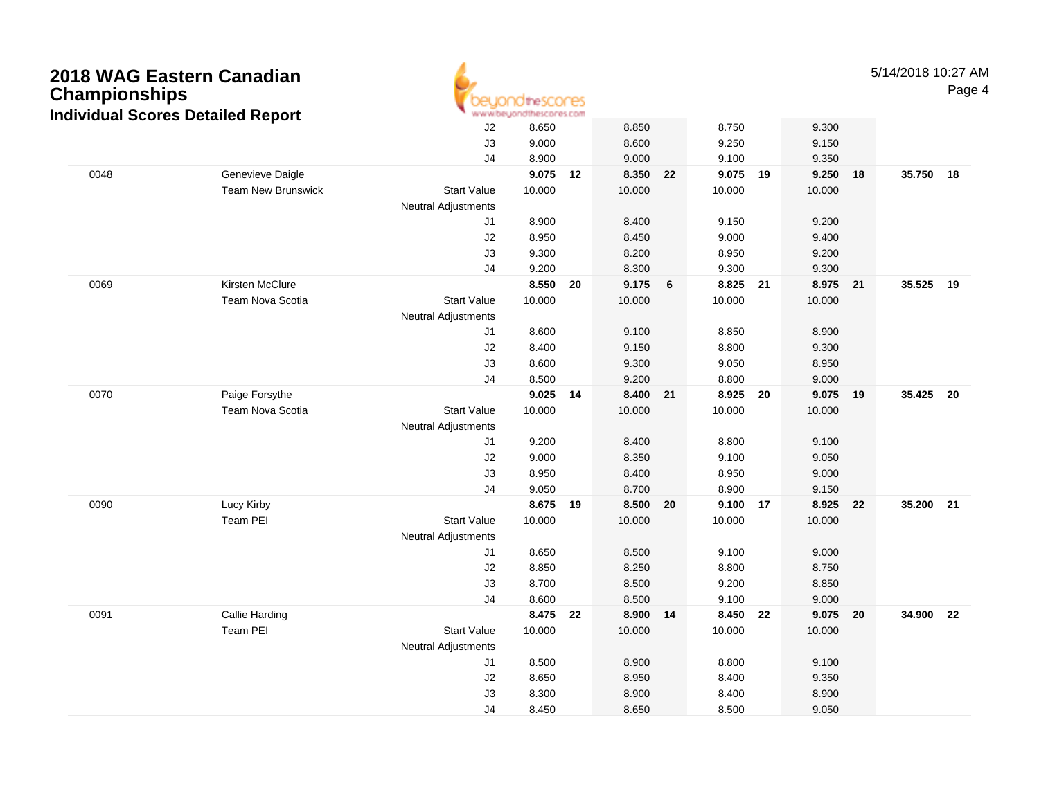# 2018 WAG Eastern Canadian Championships

## Individual Scores Detailed Report

| | | | | | | | | | | | | |
|---|---|---|---|---|---|---|---|---|---|---|---|---|
| | | J2 | 8.650 | | 8.850 | | 8.750 | | 9.300 | | | |
| | | J3 | 9.000 | | 8.600 | | 9.250 | | 9.150 | | | |
| | | J4 | 8.900 | | 9.000 | | 9.100 | | 9.350 | | | |
| 0048 | Genevieve Daigle | | **9.075** | **12** | **8.350** | **22** | **9.075** | **19** | **9.250** | **18** | **35.750** | **18** |
| | Team New Brunswick | Start Value | 10.000 | | 10.000 | | 10.000 | | 10.000 | | | |
| | | Neutral Adjustments | | | | | | | | | | |
| | | J1 | 8.900 | | 8.400 | | 9.150 | | 9.200 | | | |
| | | J2 | 8.950 | | 8.450 | | 9.000 | | 9.400 | | | |
| | | J3 | 9.300 | | 8.200 | | 8.950 | | 9.200 | | | |
| | | J4 | 9.200 | | 8.300 | | 9.300 | | 9.300 | | | |
| 0069 | Kirsten McClure | | **8.550** | **20** | **9.175** | **6** | **8.825** | **21** | **8.975** | **21** | **35.525** | **19** |
| | Team Nova Scotia | Start Value | 10.000 | | 10.000 | | 10.000 | | 10.000 | | | |
| | | Neutral Adjustments | | | | | | | | | | |
| | | J1 | 8.600 | | 9.100 | | 8.850 | | 8.900 | | | |
| | | J2 | 8.400 | | 9.150 | | 8.800 | | 9.300 | | | |
| | | J3 | 8.600 | | 9.300 | | 9.050 | | 8.950 | | | |
| | | J4 | 8.500 | | 9.200 | | 8.800 | | 9.000 | | | |
| 0070 | Paige Forsythe | | **9.025** | **14** | **8.400** | **21** | **8.925** | **20** | **9.075** | **19** | **35.425** | **20** |
| | Team Nova Scotia | Start Value | 10.000 | | 10.000 | | 10.000 | | 10.000 | | | |
| | | Neutral Adjustments | | | | | | | | | | |
| | | J1 | 9.200 | | 8.400 | | 8.800 | | 9.100 | | | |
| | | J2 | 9.000 | | 8.350 | | 9.100 | | 9.050 | | | |
| | | J3 | 8.950 | | 8.400 | | 8.950 | | 9.000 | | | |
| | | J4 | 9.050 | | 8.700 | | 8.900 | | 9.150 | | | |
| 0090 | Lucy Kirby | | **8.675** | **19** | **8.500** | **20** | **9.100** | **17** | **8.925** | **22** | **35.200** | **21** |
| | Team PEI | Start Value | 10.000 | | 10.000 | | 10.000 | | 10.000 | | | |
| | | Neutral Adjustments | | | | | | | | | | |
| | | J1 | 8.650 | | 8.500 | | 9.100 | | 9.000 | | | |
| | | J2 | 8.850 | | 8.250 | | 8.800 | | 8.750 | | | |
| | | J3 | 8.700 | | 8.500 | | 9.200 | | 8.850 | | | |
| | | J4 | 8.600 | | 8.500 | | 9.100 | | 9.000 | | | |
| 0091 | Callie Harding | | **8.475** | **22** | **8.900** | **14** | **8.450** | **22** | **9.075** | **20** | **34.900** | **22** |
| | Team PEI | Start Value | 10.000 | | 10.000 | | 10.000 | | 10.000 | | | |
| | | Neutral Adjustments | | | | | | | | | | |
| | | J1 | 8.500 | | 8.900 | | 8.800 | | 9.100 | | | |
| | | J2 | 8.650 | | 8.950 | | 8.400 | | 9.350 | | | |
| | | J3 | 8.300 | | 8.900 | | 8.400 | | 8.900 | | | |
| | | J4 | 8.450 | | 8.650 | | 8.500 | | 9.050 | | | |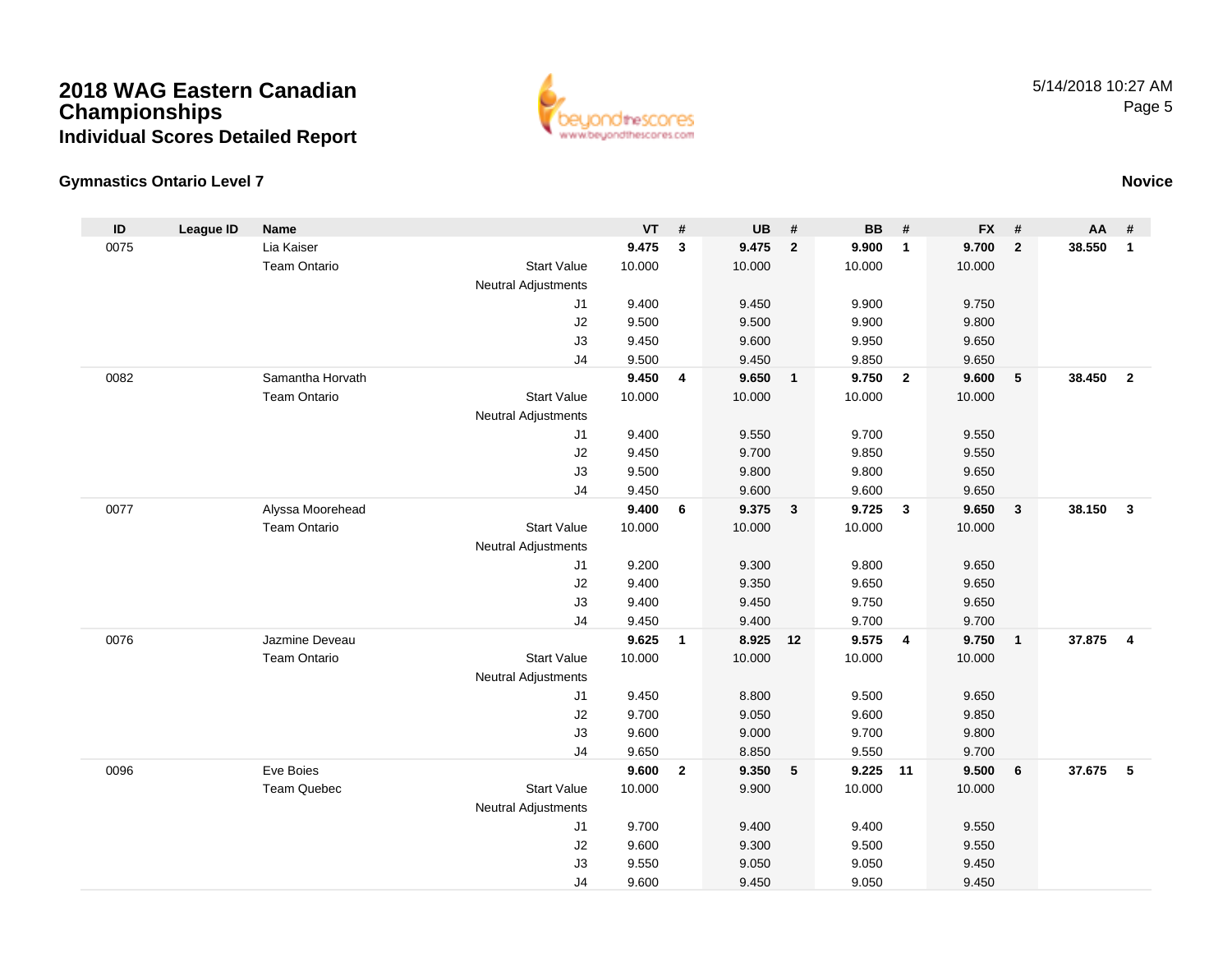# 2018 WAG Eastern Canadian Championships

## Individual Scores Detailed Report

5/14/2018 10:27 AM

### Gymnastics Ontario Level 7

**Novice**

| ID | League ID | Name | | VT | # | UB | # | BB | # | FX | # | AA | # |
|---|---|---|---|---|---|---|---|---|---|---|---|---|---|
| 0075 | | Lia Kaiser | | **9.475** | **3** | **9.475** | **2** | **9.900** | **1** | **9.700** | **2** | **38.550** | **1** |
| | | Team Ontario | Start Value | 10.000 | | 10.000 | | 10.000 | | 10.000 | | | |
| | | | Neutral Adjustments | | | | | | | | | | |
| | | | J1 | 9.400 | | 9.450 | | 9.900 | | 9.750 | | | |
| | | | J2 | 9.500 | | 9.500 | | 9.900 | | 9.800 | | | |
| | | | J3 | 9.450 | | 9.600 | | 9.950 | | 9.650 | | | |
| | | | J4 | 9.500 | | 9.450 | | 9.850 | | 9.650 | | | |
| 0082 | | Samantha Horvath | | **9.450** | **4** | **9.650** | **1** | **9.750** | **2** | **9.600** | **5** | **38.450** | **2** |
| | | Team Ontario | Start Value | 10.000 | | 10.000 | | 10.000 | | 10.000 | | | |
| | | | Neutral Adjustments | | | | | | | | | | |
| | | | J1 | 9.400 | | 9.550 | | 9.700 | | 9.550 | | | |
| | | | J2 | 9.450 | | 9.700 | | 9.850 | | 9.550 | | | |
| | | | J3 | 9.500 | | 9.800 | | 9.800 | | 9.650 | | | |
| | | | J4 | 9.450 | | 9.600 | | 9.600 | | 9.650 | | | |
| 0077 | | Alyssa Moorehead | | **9.400** | **6** | **9.375** | **3** | **9.725** | **3** | **9.650** | **3** | **38.150** | **3** |
| | | Team Ontario | Start Value | 10.000 | | 10.000 | | 10.000 | | 10.000 | | | |
| | | | Neutral Adjustments | | | | | | | | | | |
| | | | J1 | 9.200 | | 9.300 | | 9.800 | | 9.650 | | | |
| | | | J2 | 9.400 | | 9.350 | | 9.650 | | 9.650 | | | |
| | | | J3 | 9.400 | | 9.450 | | 9.750 | | 9.650 | | | |
| | | | J4 | 9.450 | | 9.400 | | 9.700 | | 9.700 | | | |
| 0076 | | Jazmine Deveau | | **9.625** | **1** | **8.925** | **12** | **9.575** | **4** | **9.750** | **1** | **37.875** | **4** |
| | | Team Ontario | Start Value | 10.000 | | 10.000 | | 10.000 | | 10.000 | | | |
| | | | Neutral Adjustments | | | | | | | | | | |
| | | | J1 | 9.450 | | 8.800 | | 9.500 | | 9.650 | | | |
| | | | J2 | 9.700 | | 9.050 | | 9.600 | | 9.850 | | | |
| | | | J3 | 9.600 | | 9.000 | | 9.700 | | 9.800 | | | |
| | | | J4 | 9.650 | | 8.850 | | 9.550 | | 9.700 | | | |
| 0096 | | Eve Boies | | **9.600** | **2** | **9.350** | **5** | **9.225** | **11** | **9.500** | **6** | **37.675** | **5** |
| | | Team Quebec | Start Value | 10.000 | | 9.900 | | 10.000 | | 10.000 | | | |
| | | | Neutral Adjustments | | | | | | | | | | |
| | | | J1 | 9.700 | | 9.400 | | 9.400 | | 9.550 | | | |
| | | | J2 | 9.600 | | 9.300 | | 9.500 | | 9.550 | | | |
| | | | J3 | 9.550 | | 9.050 | | 9.050 | | 9.450 | | | |
| | | | J4 | 9.600 | | 9.450 | | 9.050 | | 9.450 | | | |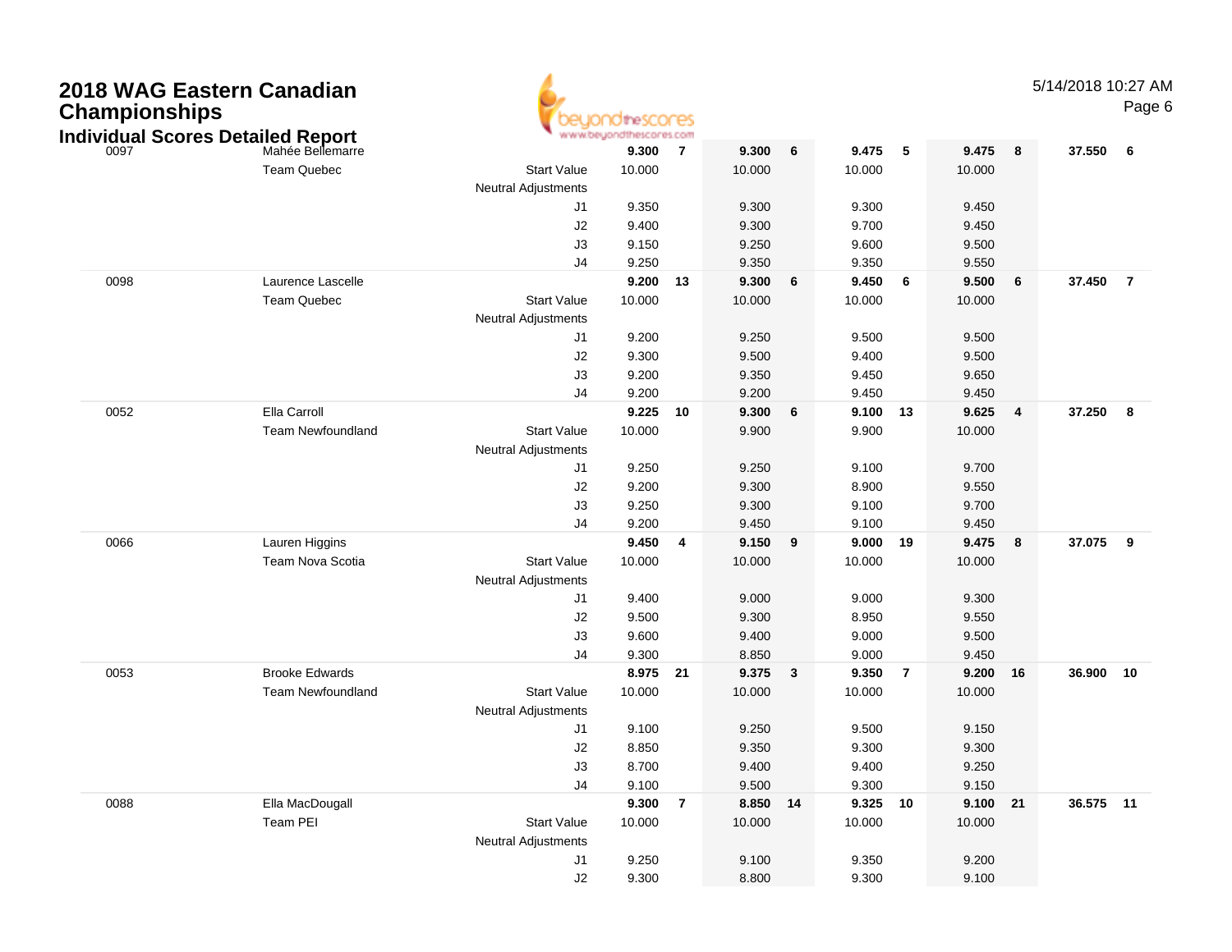# 2018 WAG Eastern Canadian Championships

## Individual Scores Detailed Report

| | | | | | | | | | | | | |
|---|---|---|---|---|---|---|---|---|---|---|---|---|
| 0097 | Mahée Bellemarre | | **9.300** | **7** | **9.300** | **6** | **9.475** | **5** | **9.475** | **8** | **37.550** | **6** |
| | Team Quebec | Start Value | 10.000 | | 10.000 | | 10.000 | | 10.000 | | | |
| | | Neutral Adjustments | | | | | | | | | | |
| | | J1 | 9.350 | | 9.300 | | 9.300 | | 9.450 | | | |
| | | J2 | 9.400 | | 9.300 | | 9.700 | | 9.450 | | | |
| | | J3 | 9.150 | | 9.250 | | 9.600 | | 9.500 | | | |
| | | J4 | 9.250 | | 9.350 | | 9.350 | | 9.550 | | | |
| 0098 | Laurence Lascelle | | **9.200** | **13** | **9.300** | **6** | **9.450** | **6** | **9.500** | **6** | **37.450** | **7** |
| | Team Quebec | Start Value | 10.000 | | 10.000 | | 10.000 | | 10.000 | | | |
| | | Neutral Adjustments | | | | | | | | | | |
| | | J1 | 9.200 | | 9.250 | | 9.500 | | 9.500 | | | |
| | | J2 | 9.300 | | 9.500 | | 9.400 | | 9.500 | | | |
| | | J3 | 9.200 | | 9.350 | | 9.450 | | 9.650 | | | |
| | | J4 | 9.200 | | 9.200 | | 9.450 | | 9.450 | | | |
| 0052 | Ella Carroll | | **9.225** | **10** | **9.300** | **6** | **9.100** | **13** | **9.625** | **4** | **37.250** | **8** |
| | Team Newfoundland | Start Value | 10.000 | | 9.900 | | 9.900 | | 10.000 | | | |
| | | Neutral Adjustments | | | | | | | | | | |
| | | J1 | 9.250 | | 9.250 | | 9.100 | | 9.700 | | | |
| | | J2 | 9.200 | | 9.300 | | 8.900 | | 9.550 | | | |
| | | J3 | 9.250 | | 9.300 | | 9.100 | | 9.700 | | | |
| | | J4 | 9.200 | | 9.450 | | 9.100 | | 9.450 | | | |
| 0066 | Lauren Higgins | | **9.450** | **4** | **9.150** | **9** | **9.000** | **19** | **9.475** | **8** | **37.075** | **9** |
| | Team Nova Scotia | Start Value | 10.000 | | 10.000 | | 10.000 | | 10.000 | | | |
| | | Neutral Adjustments | | | | | | | | | | |
| | | J1 | 9.400 | | 9.000 | | 9.000 | | 9.300 | | | |
| | | J2 | 9.500 | | 9.300 | | 8.950 | | 9.550 | | | |
| | | J3 | 9.600 | | 9.400 | | 9.000 | | 9.500 | | | |
| | | J4 | 9.300 | | 8.850 | | 9.000 | | 9.450 | | | |
| 0053 | Brooke Edwards | | **8.975** | **21** | **9.375** | **3** | **9.350** | **7** | **9.200** | **16** | **36.900** | **10** |
| | Team Newfoundland | Start Value | 10.000 | | 10.000 | | 10.000 | | 10.000 | | | |
| | | Neutral Adjustments | | | | | | | | | | |
| | | J1 | 9.100 | | 9.250 | | 9.500 | | 9.150 | | | |
| | | J2 | 8.850 | | 9.350 | | 9.300 | | 9.300 | | | |
| | | J3 | 8.700 | | 9.400 | | 9.400 | | 9.250 | | | |
| | | J4 | 9.100 | | 9.500 | | 9.300 | | 9.150 | | | |
| 0088 | Ella MacDougall | | **9.300** | **7** | **8.850** | **14** | **9.325** | **10** | **9.100** | **21** | **36.575** | **11** |
| | Team PEI | Start Value | 10.000 | | 10.000 | | 10.000 | | 10.000 | | | |
| | | Neutral Adjustments | | | | | | | | | | |
| | | J1 | 9.250 | | 9.100 | | 9.350 | | 9.200 | | | |
| | | J2 | 9.300 | | 8.800 | | 9.300 | | 9.100 | | | |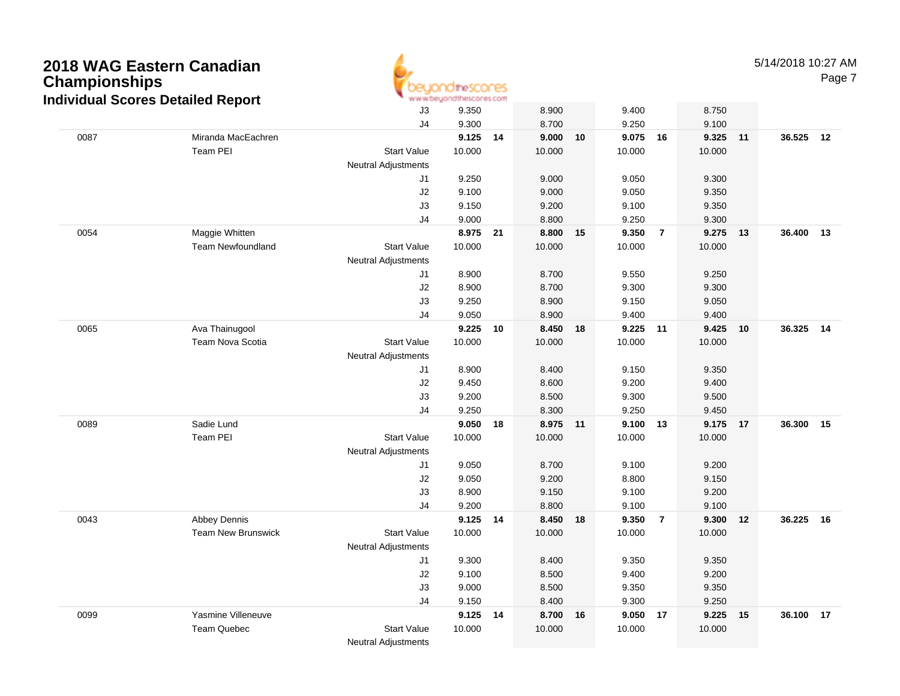# 2018 WAG Eastern Canadian Championships

## Individual Scores Detailed Report

| | | | | | | | | | | | | |
|---|---|---|---|---|---|---|---|---|---|---|---|---|
| | | J3 | 9.350 | | 8.900 | | 9.400 | | 8.750 | | | |
| | | J4 | 9.300 | | 8.700 | | 9.250 | | 9.100 | | | |
| 0087 | Miranda MacEachren | | **9.125** | **14** | **9.000** | **10** | **9.075** | **16** | **9.325** | **11** | **36.525** | **12** |
| | Team PEI | Start Value | 10.000 | | 10.000 | | 10.000 | | 10.000 | | | |
| | | Neutral Adjustments | | | | | | | | | | |
| | | J1 | 9.250 | | 9.000 | | 9.050 | | 9.300 | | | |
| | | J2 | 9.100 | | 9.000 | | 9.050 | | 9.350 | | | |
| | | J3 | 9.150 | | 9.200 | | 9.100 | | 9.350 | | | |
| | | J4 | 9.000 | | 8.800 | | 9.250 | | 9.300 | | | |
| 0054 | Maggie Whitten | | **8.975** | **21** | **8.800** | **15** | **9.350** | **7** | **9.275** | **13** | **36.400** | **13** |
| | Team Newfoundland | Start Value | 10.000 | | 10.000 | | 10.000 | | 10.000 | | | |
| | | Neutral Adjustments | | | | | | | | | | |
| | | J1 | 8.900 | | 8.700 | | 9.550 | | 9.250 | | | |
| | | J2 | 8.900 | | 8.700 | | 9.300 | | 9.300 | | | |
| | | J3 | 9.250 | | 8.900 | | 9.150 | | 9.050 | | | |
| | | J4 | 9.050 | | 8.900 | | 9.400 | | 9.400 | | | |
| 0065 | Ava Thainugool | | **9.225** | **10** | **8.450** | **18** | **9.225** | **11** | **9.425** | **10** | **36.325** | **14** |
| | Team Nova Scotia | Start Value | 10.000 | | 10.000 | | 10.000 | | 10.000 | | | |
| | | Neutral Adjustments | | | | | | | | | | |
| | | J1 | 8.900 | | 8.400 | | 9.150 | | 9.350 | | | |
| | | J2 | 9.450 | | 8.600 | | 9.200 | | 9.400 | | | |
| | | J3 | 9.200 | | 8.500 | | 9.300 | | 9.500 | | | |
| | | J4 | 9.250 | | 8.300 | | 9.250 | | 9.450 | | | |
| 0089 | Sadie Lund | | **9.050** | **18** | **8.975** | **11** | **9.100** | **13** | **9.175** | **17** | **36.300** | **15** |
| | Team PEI | Start Value | 10.000 | | 10.000 | | 10.000 | | 10.000 | | | |
| | | Neutral Adjustments | | | | | | | | | | |
| | | J1 | 9.050 | | 8.700 | | 9.100 | | 9.200 | | | |
| | | J2 | 9.050 | | 9.200 | | 8.800 | | 9.150 | | | |
| | | J3 | 8.900 | | 9.150 | | 9.100 | | 9.200 | | | |
| | | J4 | 9.200 | | 8.800 | | 9.100 | | 9.100 | | | |
| 0043 | Abbey Dennis | | **9.125** | **14** | **8.450** | **18** | **9.350** | **7** | **9.300** | **12** | **36.225** | **16** |
| | Team New Brunswick | Start Value | 10.000 | | 10.000 | | 10.000 | | 10.000 | | | |
| | | Neutral Adjustments | | | | | | | | | | |
| | | J1 | 9.300 | | 8.400 | | 9.350 | | 9.350 | | | |
| | | J2 | 9.100 | | 8.500 | | 9.400 | | 9.200 | | | |
| | | J3 | 9.000 | | 8.500 | | 9.350 | | 9.350 | | | |
| | | J4 | 9.150 | | 8.400 | | 9.300 | | 9.250 | | | |
| 0099 | Yasmine Villeneuve | | **9.125** | **14** | **8.700** | **16** | **9.050** | **17** | **9.225** | **15** | **36.100** | **17** |
| | Team Quebec | Start Value | 10.000 | | 10.000 | | 10.000 | | 10.000 | | | |
| | | Neutral Adjustments | | | | | | | | | | |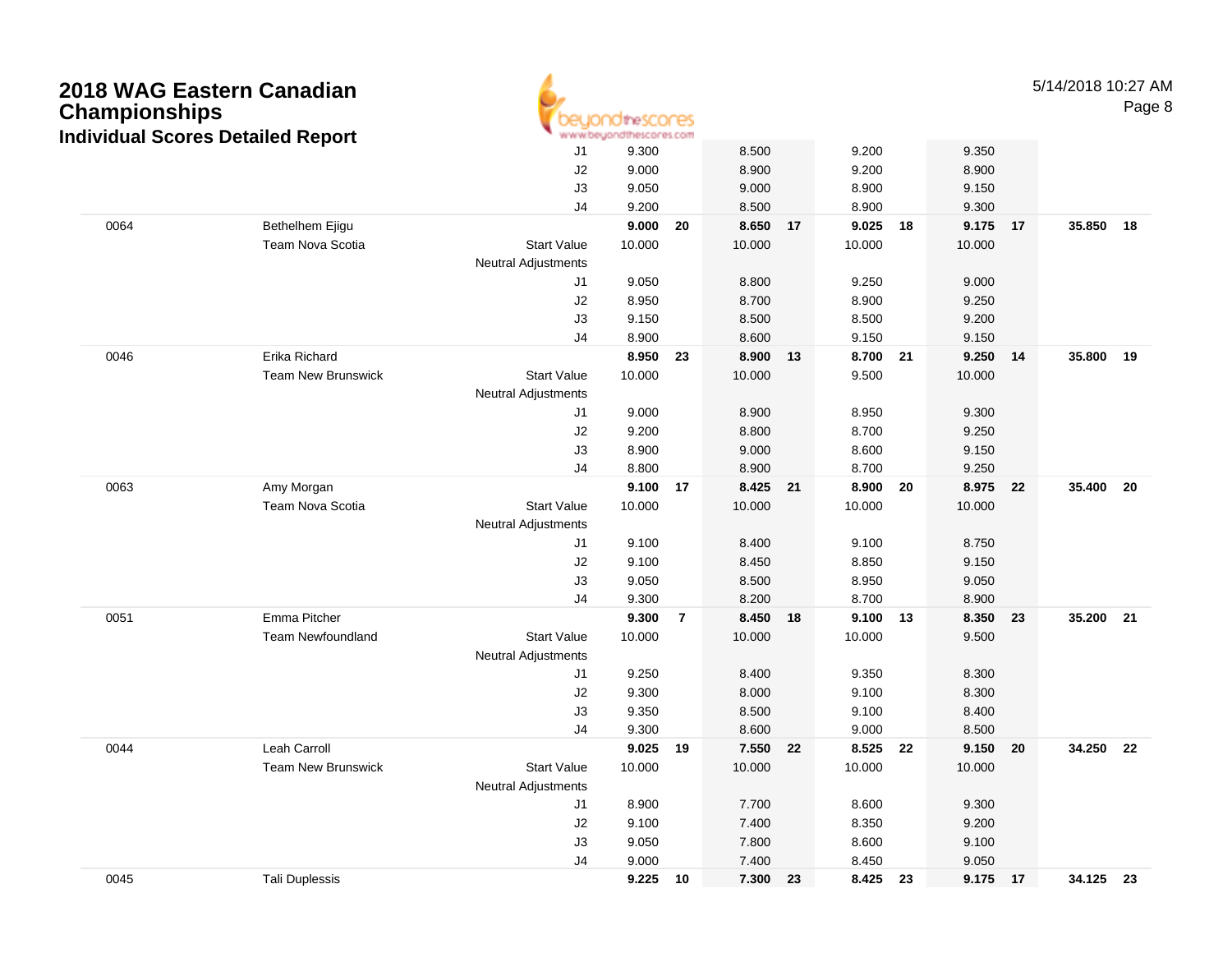# 2018 WAG Eastern Canadian Championships

## Individual Scores Detailed Report

| | | | | | | | | | | | | | |
|---|---|---|---|---|---|---|---|---|---|---|---|---|---|
| | | J1 | 9.300 | | 8.500 | | 9.200 | | 9.350 | | | |
| | | J2 | 9.000 | | 8.900 | | 9.200 | | 8.900 | | | |
| | | J3 | 9.050 | | 9.000 | | 8.900 | | 9.150 | | | |
| | | J4 | 9.200 | | 8.500 | | 8.900 | | 9.300 | | | |
| 0064 | Bethelhem Ejigu | | **9.000** | **20** | **8.650** | **17** | **9.025** | **18** | **9.175** | **17** | **35.850** | **18** |
| | Team Nova Scotia | Start Value | 10.000 | | 10.000 | | 10.000 | | 10.000 | | | |
| | | Neutral Adjustments | | | | | | | | | | |
| | | J1 | 9.050 | | 8.800 | | 9.250 | | 9.000 | | | |
| | | J2 | 8.950 | | 8.700 | | 8.900 | | 9.250 | | | |
| | | J3 | 9.150 | | 8.500 | | 8.500 | | 9.200 | | | |
| | | J4 | 8.900 | | 8.600 | | 9.150 | | 9.150 | | | |
| 0046 | Erika Richard | | **8.950** | **23** | **8.900** | **13** | **8.700** | **21** | **9.250** | **14** | **35.800** | **19** |
| | Team New Brunswick | Start Value | 10.000 | | 10.000 | | 9.500 | | 10.000 | | | |
| | | Neutral Adjustments | | | | | | | | | | |
| | | J1 | 9.000 | | 8.900 | | 8.950 | | 9.300 | | | |
| | | J2 | 9.200 | | 8.800 | | 8.700 | | 9.250 | | | |
| | | J3 | 8.900 | | 9.000 | | 8.600 | | 9.150 | | | |
| | | J4 | 8.800 | | 8.900 | | 8.700 | | 9.250 | | | |
| 0063 | Amy Morgan | | **9.100** | **17** | **8.425** | **21** | **8.900** | **20** | **8.975** | **22** | **35.400** | **20** |
| | Team Nova Scotia | Start Value | 10.000 | | 10.000 | | 10.000 | | 10.000 | | | |
| | | Neutral Adjustments | | | | | | | | | | |
| | | J1 | 9.100 | | 8.400 | | 9.100 | | 8.750 | | | |
| | | J2 | 9.100 | | 8.450 | | 8.850 | | 9.150 | | | |
| | | J3 | 9.050 | | 8.500 | | 8.950 | | 9.050 | | | |
| | | J4 | 9.300 | | 8.200 | | 8.700 | | 8.900 | | | |
| 0051 | Emma Pitcher | | **9.300** | **7** | **8.450** | **18** | **9.100** | **13** | **8.350** | **23** | **35.200** | **21** |
| | Team Newfoundland | Start Value | 10.000 | | 10.000 | | 10.000 | | 9.500 | | | |
| | | Neutral Adjustments | | | | | | | | | | |
| | | J1 | 9.250 | | 8.400 | | 9.350 | | 8.300 | | | |
| | | J2 | 9.300 | | 8.000 | | 9.100 | | 8.300 | | | |
| | | J3 | 9.350 | | 8.500 | | 9.100 | | 8.400 | | | |
| | | J4 | 9.300 | | 8.600 | | 9.000 | | 8.500 | | | |
| 0044 | Leah Carroll | | **9.025** | **19** | **7.550** | **22** | **8.525** | **22** | **9.150** | **20** | **34.250** | **22** |
| | Team New Brunswick | Start Value | 10.000 | | 10.000 | | 10.000 | | 10.000 | | | |
| | | Neutral Adjustments | | | | | | | | | | |
| | | J1 | 8.900 | | 7.700 | | 8.600 | | 9.300 | | | |
| | | J2 | 9.100 | | 7.400 | | 8.350 | | 9.200 | | | |
| | | J3 | 9.050 | | 7.800 | | 8.600 | | 9.100 | | | |
| | | J4 | 9.000 | | 7.400 | | 8.450 | | 9.050 | | | |
| 0045 | Tali Duplessis | | **9.225** | **10** | **7.300** | **23** | **8.425** | **23** | **9.175** | **17** | **34.125** | **23** |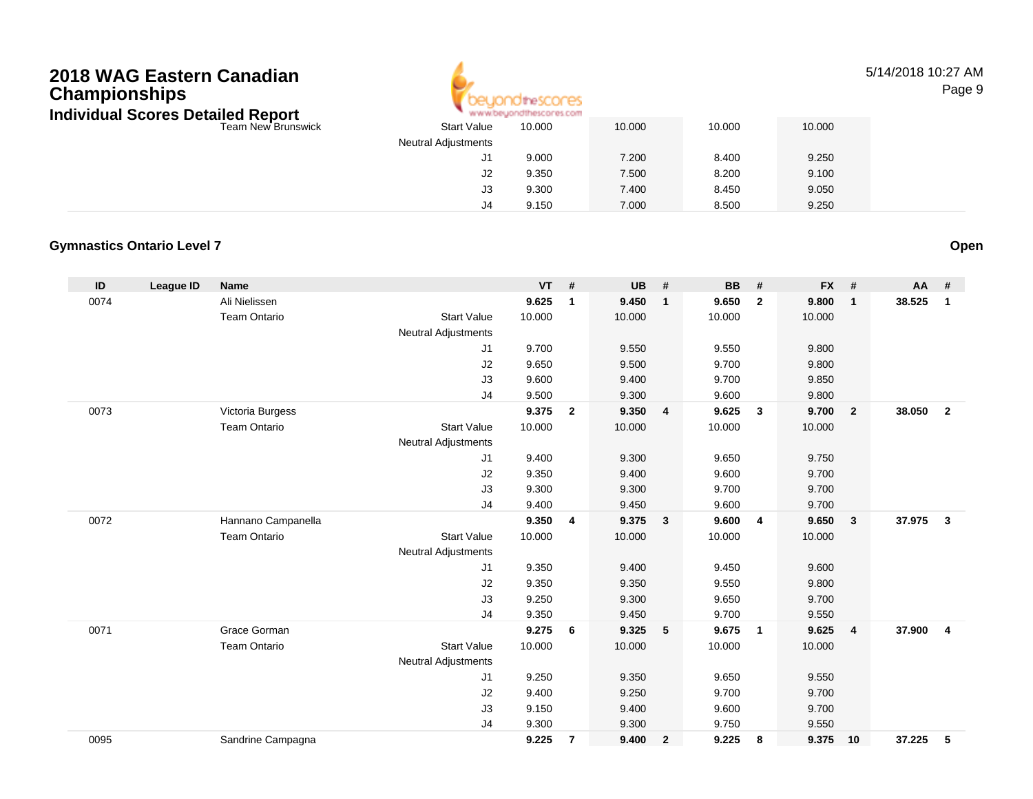# 2018 WAG Eastern Canadian Championships

## Individual Scores Detailed Report

| | | | | VT | # | UB | # | BB | # | FX | # | AA | # |
|---|---|---|---|---|---|---|---|---|---|---|---|---|---|
| | | Team New Brunswick | Start Value | 10.000 | | 10.000 | | 10.000 | | 10.000 | | | |
| | | | Neutral Adjustments | | | | | | | | | | |
| | | | J1 | 9.000 | | 7.200 | | 8.400 | | 9.250 | | | |
| | | | J2 | 9.350 | | 7.500 | | 8.200 | | 9.100 | | | |
| | | | J3 | 9.300 | | 7.400 | | 8.450 | | 9.050 | | | |
| | | | J4 | 9.150 | | 7.000 | | 8.500 | | 9.250 | | | |

### Gymnastics Ontario Level 7

**Open**

| ID | League ID | Name | | VT | # | UB | # | BB | # | FX | # | AA | # |
|---|---|---|---|---|---|---|---|---|---|---|---|---|---|
| 0074 | | Ali Nielissen | | **9.625** | **1** | **9.450** | **1** | **9.650** | **2** | **9.800** | **1** | **38.525** | **1** |
| | | Team Ontario | Start Value | 10.000 | | 10.000 | | 10.000 | | 10.000 | | | |
| | | | Neutral Adjustments | | | | | | | | | | |
| | | | J1 | 9.700 | | 9.550 | | 9.550 | | 9.800 | | | |
| | | | J2 | 9.650 | | 9.500 | | 9.700 | | 9.800 | | | |
| | | | J3 | 9.600 | | 9.400 | | 9.700 | | 9.850 | | | |
| | | | J4 | 9.500 | | 9.300 | | 9.600 | | 9.800 | | | |
| 0073 | | Victoria Burgess | | **9.375** | **2** | **9.350** | **4** | **9.625** | **3** | **9.700** | **2** | **38.050** | **2** |
| | | Team Ontario | Start Value | 10.000 | | 10.000 | | 10.000 | | 10.000 | | | |
| | | | Neutral Adjustments | | | | | | | | | | |
| | | | J1 | 9.400 | | 9.300 | | 9.650 | | 9.750 | | | |
| | | | J2 | 9.350 | | 9.400 | | 9.600 | | 9.700 | | | |
| | | | J3 | 9.300 | | 9.300 | | 9.700 | | 9.700 | | | |
| | | | J4 | 9.400 | | 9.450 | | 9.600 | | 9.700 | | | |
| 0072 | | Hannano Campanella | | **9.350** | **4** | **9.375** | **3** | **9.600** | **4** | **9.650** | **3** | **37.975** | **3** |
| | | Team Ontario | Start Value | 10.000 | | 10.000 | | 10.000 | | 10.000 | | | |
| | | | Neutral Adjustments | | | | | | | | | | |
| | | | J1 | 9.350 | | 9.400 | | 9.450 | | 9.600 | | | |
| | | | J2 | 9.350 | | 9.350 | | 9.550 | | 9.800 | | | |
| | | | J3 | 9.250 | | 9.300 | | 9.650 | | 9.700 | | | |
| | | | J4 | 9.350 | | 9.450 | | 9.700 | | 9.550 | | | |
| 0071 | | Grace Gorman | | **9.275** | **6** | **9.325** | **5** | **9.675** | **1** | **9.625** | **4** | **37.900** | **4** |
| | | Team Ontario | Start Value | 10.000 | | 10.000 | | 10.000 | | 10.000 | | | |
| | | | Neutral Adjustments | | | | | | | | | | |
| | | | J1 | 9.250 | | 9.350 | | 9.650 | | 9.550 | | | |
| | | | J2 | 9.400 | | 9.250 | | 9.700 | | 9.700 | | | |
| | | | J3 | 9.150 | | 9.400 | | 9.600 | | 9.700 | | | |
| | | | J4 | 9.300 | | 9.300 | | 9.750 | | 9.550 | | | |
| 0095 | | Sandrine Campagna | | **9.225** | **7** | **9.400** | **2** | **9.225** | **8** | **9.375** | **10** | **37.225** | **5** |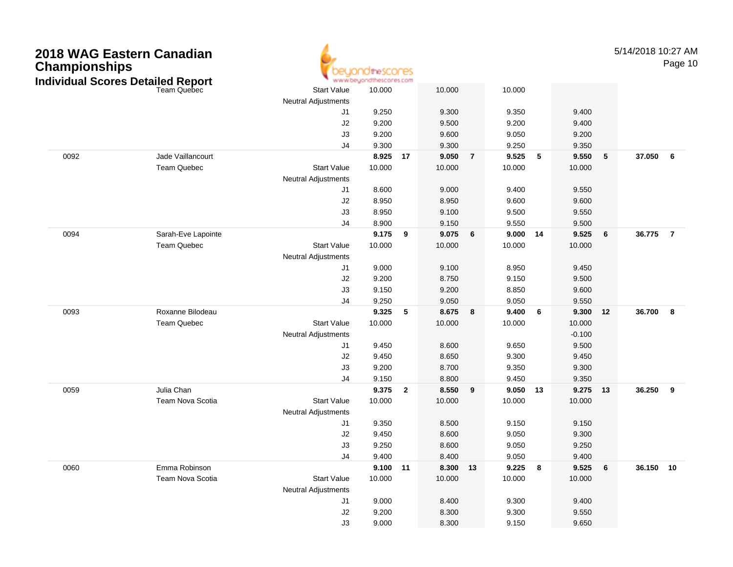# 2018 WAG Eastern Canadian Championships

## Individual Scores Detailed Report

| | | | | | | | | | | | | |
|---|---|---|---|---|---|---|---|---|---|---|---|---|
| | Team Quebec | Start Value | 10.000 | | 10.000 | | 10.000 | | | | | |
| | | Neutral Adjustments | | | | | | | | | | |
| | | J1 | 9.250 | | 9.300 | | 9.350 | | 9.400 | | | |
| | | J2 | 9.200 | | 9.500 | | 9.200 | | 9.400 | | | |
| | | J3 | 9.200 | | 9.600 | | 9.050 | | 9.200 | | | |
| | | J4 | 9.300 | | 9.300 | | 9.250 | | 9.350 | | | |
| 0092 | Jade Vaillancourt | | **8.925** | **17** | **9.050** | **7** | **9.525** | **5** | **9.550** | **5** | **37.050** | **6** |
| | Team Quebec | Start Value | 10.000 | | 10.000 | | 10.000 | | 10.000 | | | |
| | | Neutral Adjustments | | | | | | | | | | |
| | | J1 | 8.600 | | 9.000 | | 9.400 | | 9.550 | | | |
| | | J2 | 8.950 | | 8.950 | | 9.600 | | 9.600 | | | |
| | | J3 | 8.950 | | 9.100 | | 9.500 | | 9.550 | | | |
| | | J4 | 8.900 | | 9.150 | | 9.550 | | 9.500 | | | |
| 0094 | Sarah-Eve Lapointe | | **9.175** | **9** | **9.075** | **6** | **9.000** | **14** | **9.525** | **6** | **36.775** | **7** |
| | Team Quebec | Start Value | 10.000 | | 10.000 | | 10.000 | | 10.000 | | | |
| | | Neutral Adjustments | | | | | | | | | | |
| | | J1 | 9.000 | | 9.100 | | 8.950 | | 9.450 | | | |
| | | J2 | 9.200 | | 8.750 | | 9.150 | | 9.500 | | | |
| | | J3 | 9.150 | | 9.200 | | 8.850 | | 9.600 | | | |
| | | J4 | 9.250 | | 9.050 | | 9.050 | | 9.550 | | | |
| 0093 | Roxanne Bilodeau | | **9.325** | **5** | **8.675** | **8** | **9.400** | **6** | **9.300** | **12** | **36.700** | **8** |
| | Team Quebec | Start Value | 10.000 | | 10.000 | | 10.000 | | 10.000 | | | |
| | | Neutral Adjustments | | | | | | | -0.100 | | | |
| | | J1 | 9.450 | | 8.600 | | 9.650 | | 9.500 | | | |
| | | J2 | 9.450 | | 8.650 | | 9.300 | | 9.450 | | | |
| | | J3 | 9.200 | | 8.700 | | 9.350 | | 9.300 | | | |
| | | J4 | 9.150 | | 8.800 | | 9.450 | | 9.350 | | | |
| 0059 | Julia Chan | | **9.375** | **2** | **8.550** | **9** | **9.050** | **13** | **9.275** | **13** | **36.250** | **9** |
| | Team Nova Scotia | Start Value | 10.000 | | 10.000 | | 10.000 | | 10.000 | | | |
| | | Neutral Adjustments | | | | | | | | | | |
| | | J1 | 9.350 | | 8.500 | | 9.150 | | 9.150 | | | |
| | | J2 | 9.450 | | 8.600 | | 9.050 | | 9.300 | | | |
| | | J3 | 9.250 | | 8.600 | | 9.050 | | 9.250 | | | |
| | | J4 | 9.400 | | 8.400 | | 9.050 | | 9.400 | | | |
| 0060 | Emma Robinson | | **9.100** | **11** | **8.300** | **13** | **9.225** | **8** | **9.525** | **6** | **36.150** | **10** |
| | Team Nova Scotia | Start Value | 10.000 | | 10.000 | | 10.000 | | 10.000 | | | |
| | | Neutral Adjustments | | | | | | | | | | |
| | | J1 | 9.000 | | 8.400 | | 9.300 | | 9.400 | | | |
| | | J2 | 9.200 | | 8.300 | | 9.300 | | 9.550 | | | |
| | | J3 | 9.000 | | 8.300 | | 9.150 | | 9.650 | | | |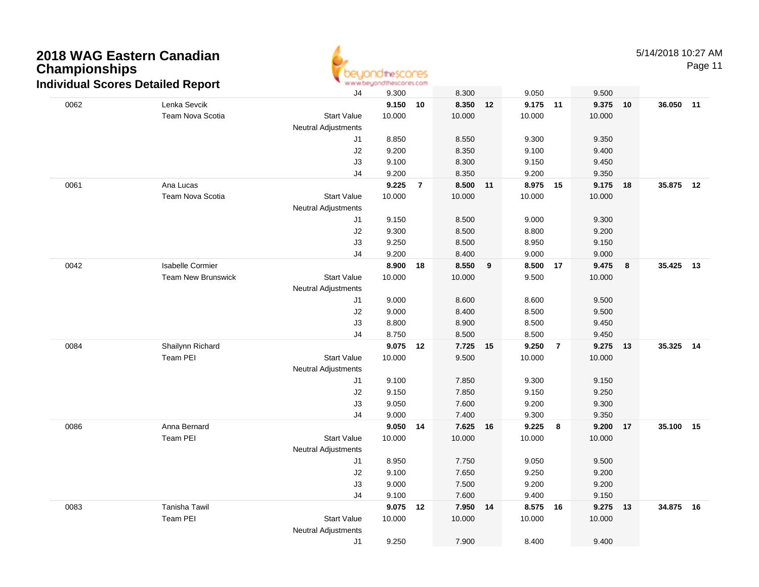# 2018 WAG Eastern Canadian Championships

## Individual Scores Detailed Report

5/14/2018 10:27 AM

| | | | | | | | | | | | | |
|---|---|---|---|---|---|---|---|---|---|---|---|---|
| | | J4 | 9.300 | | 8.300 | | 9.050 | | 9.500 | | | |
| 0062 | Lenka Sevcik | | **9.150** | **10** | **8.350** | **12** | **9.175** | **11** | **9.375** | **10** | **36.050** | **11** |
| | Team Nova Scotia | Start Value | 10.000 | | 10.000 | | 10.000 | | 10.000 | | | |
| | | Neutral Adjustments | | | | | | | | | | |
| | | J1 | 8.850 | | 8.550 | | 9.300 | | 9.350 | | | |
| | | J2 | 9.200 | | 8.350 | | 9.100 | | 9.400 | | | |
| | | J3 | 9.100 | | 8.300 | | 9.150 | | 9.450 | | | |
| | | J4 | 9.200 | | 8.350 | | 9.200 | | 9.350 | | | |
| 0061 | Ana Lucas | | **9.225** | **7** | **8.500** | **11** | **8.975** | **15** | **9.175** | **18** | **35.875** | **12** |
| | Team Nova Scotia | Start Value | 10.000 | | 10.000 | | 10.000 | | 10.000 | | | |
| | | Neutral Adjustments | | | | | | | | | | |
| | | J1 | 9.150 | | 8.500 | | 9.000 | | 9.300 | | | |
| | | J2 | 9.300 | | 8.500 | | 8.800 | | 9.200 | | | |
| | | J3 | 9.250 | | 8.500 | | 8.950 | | 9.150 | | | |
| | | J4 | 9.200 | | 8.400 | | 9.000 | | 9.000 | | | |
| 0042 | Isabelle Cormier | | **8.900** | **18** | **8.550** | **9** | **8.500** | **17** | **9.475** | **8** | **35.425** | **13** |
| | Team New Brunswick | Start Value | 10.000 | | 10.000 | | 9.500 | | 10.000 | | | |
| | | Neutral Adjustments | | | | | | | | | | |
| | | J1 | 9.000 | | 8.600 | | 8.600 | | 9.500 | | | |
| | | J2 | 9.000 | | 8.400 | | 8.500 | | 9.500 | | | |
| | | J3 | 8.800 | | 8.900 | | 8.500 | | 9.450 | | | |
| | | J4 | 8.750 | | 8.500 | | 8.500 | | 9.450 | | | |
| 0084 | Shailynn Richard | | **9.075** | **12** | **7.725** | **15** | **9.250** | **7** | **9.275** | **13** | **35.325** | **14** |
| | Team PEI | Start Value | 10.000 | | 9.500 | | 10.000 | | 10.000 | | | |
| | | Neutral Adjustments | | | | | | | | | | |
| | | J1 | 9.100 | | 7.850 | | 9.300 | | 9.150 | | | |
| | | J2 | 9.150 | | 7.850 | | 9.150 | | 9.250 | | | |
| | | J3 | 9.050 | | 7.600 | | 9.200 | | 9.300 | | | |
| | | J4 | 9.000 | | 7.400 | | 9.300 | | 9.350 | | | |
| 0086 | Anna Bernard | | **9.050** | **14** | **7.625** | **16** | **9.225** | **8** | **9.200** | **17** | **35.100** | **15** |
| | Team PEI | Start Value | 10.000 | | 10.000 | | 10.000 | | 10.000 | | | |
| | | Neutral Adjustments | | | | | | | | | | |
| | | J1 | 8.950 | | 7.750 | | 9.050 | | 9.500 | | | |
| | | J2 | 9.100 | | 7.650 | | 9.250 | | 9.200 | | | |
| | | J3 | 9.000 | | 7.500 | | 9.200 | | 9.200 | | | |
| | | J4 | 9.100 | | 7.600 | | 9.400 | | 9.150 | | | |
| 0083 | Tanisha Tawil | | **9.075** | **12** | **7.950** | **14** | **8.575** | **16** | **9.275** | **13** | **34.875** | **16** |
| | Team PEI | Start Value | 10.000 | | 10.000 | | 10.000 | | 10.000 | | | |
| | | Neutral Adjustments | | | | | | | | | | |
| | | J1 | 9.250 | | 7.900 | | 8.400 | | 9.400 | | | |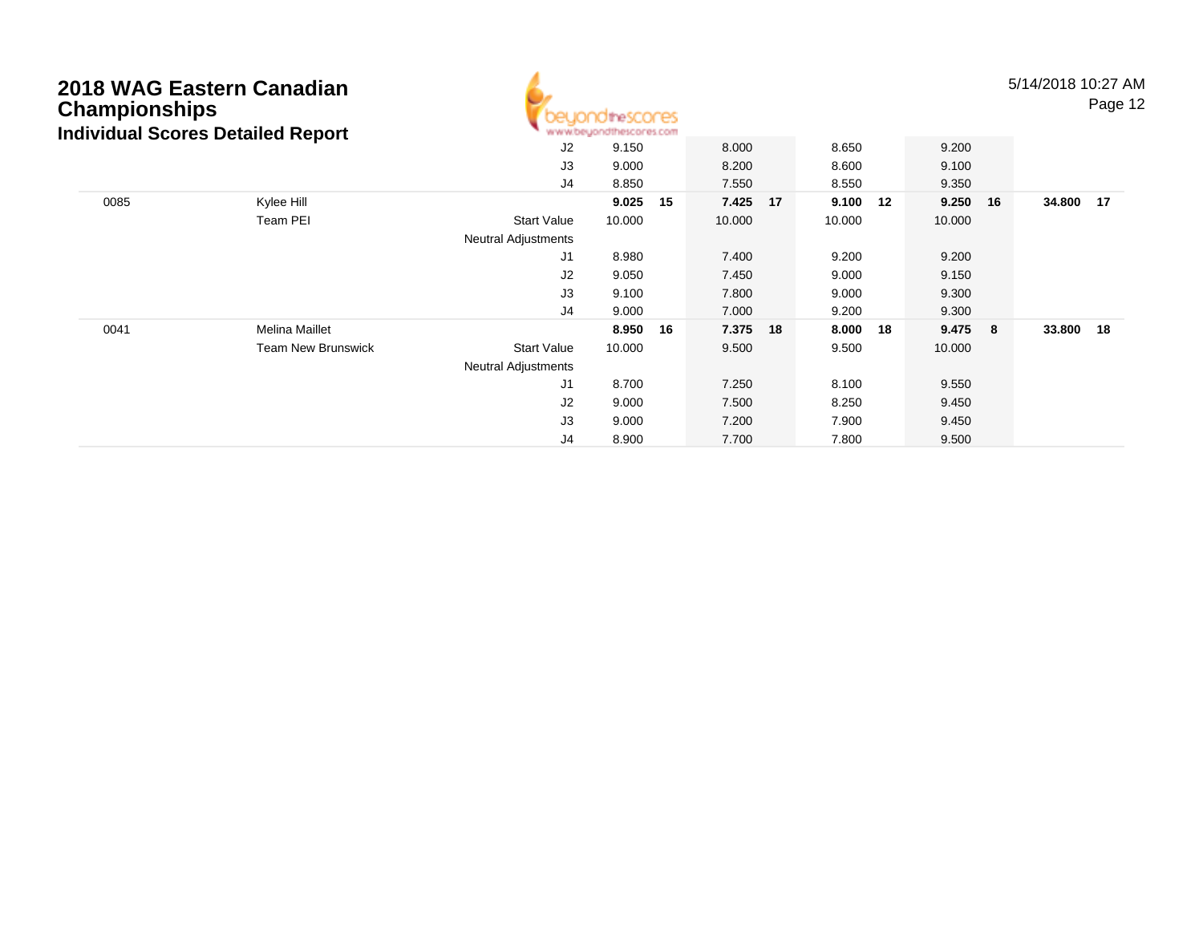# 2018 WAG Eastern Canadian Championships

## Individual Scores Detailed Report

| | | | | | | | | | | | | |
|---|---|---|---|---|---|---|---|---|---|---|---|---|
| | | J2 | 9.150 | | 8.000 | | 8.650 | | 9.200 | | | |
| | | J3 | 9.000 | | 8.200 | | 8.600 | | 9.100 | | | |
| | | J4 | 8.850 | | 7.550 | | 8.550 | | 9.350 | | | |
| 0085 | Kylee Hill | | **9.025** | **15** | **7.425** | **17** | **9.100** | **12** | **9.250** | **16** | **34.800** | **17** |
| | Team PEI | Start Value | 10.000 | | 10.000 | | 10.000 | | 10.000 | | | |
| | | Neutral Adjustments | | | | | | | | | | |
| | | J1 | 8.980 | | 7.400 | | 9.200 | | 9.200 | | | |
| | | J2 | 9.050 | | 7.450 | | 9.000 | | 9.150 | | | |
| | | J3 | 9.100 | | 7.800 | | 9.000 | | 9.300 | | | |
| | | J4 | 9.000 | | 7.000 | | 9.200 | | 9.300 | | | |
| 0041 | Melina Maillet | | **8.950** | **16** | **7.375** | **18** | **8.000** | **18** | **9.475** | **8** | **33.800** | **18** |
| | Team New Brunswick | Start Value | 10.000 | | 9.500 | | 9.500 | | 10.000 | | | |
| | | Neutral Adjustments | | | | | | | | | | |
| | | J1 | 8.700 | | 7.250 | | 8.100 | | 9.550 | | | |
| | | J2 | 9.000 | | 7.500 | | 8.250 | | 9.450 | | | |
| | | J3 | 9.000 | | 7.200 | | 7.900 | | 9.450 | | | |
| | | J4 | 8.900 | | 7.700 | | 7.800 | | 9.500 | | | |